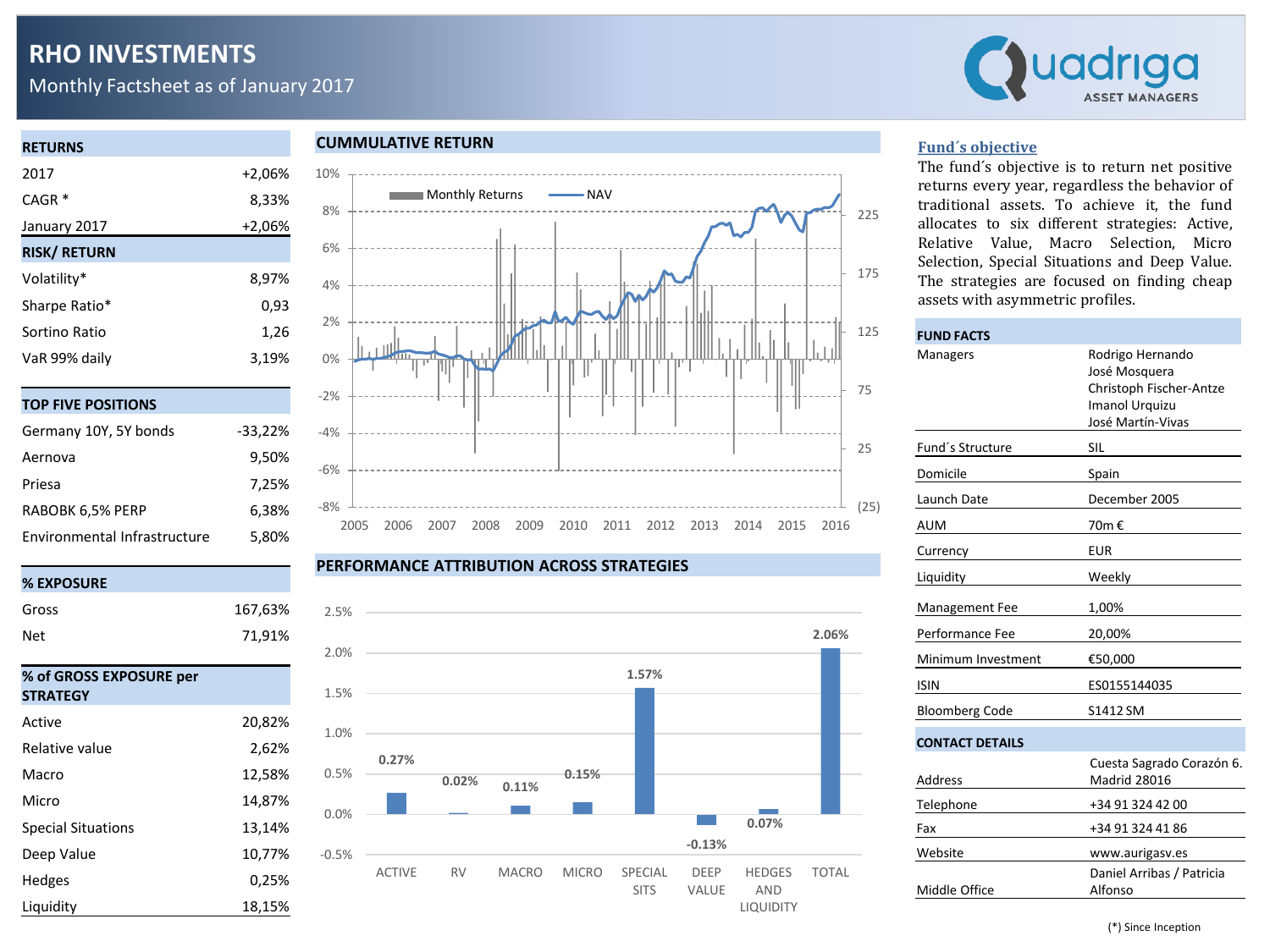# RHO INVESTMENTS

Monthly Factsheet as of January 2017

## RETURNS

| | |
|---|---|
| 2017 | +2,06% |
| CAGR * | 8,33% |
| January 2017 | +2,06% |

## RISK/ RETURN

| | |
|---|---|
| Volatility* | 8,97% |
| Sharpe Ratio* | 0,93 |
| Sortino Ratio | 1,26 |
| VaR 99% daily | 3,19% |

## TOP FIVE POSITIONS

| | |
|---|---|
| Germany 10Y, 5Y bonds | -33,22% |
| Aernova | 9,50% |
| Priesa | 7,25% |
| RABOBK 6,5% PERP | 6,38% |
| Environmental Infrastructure | 5,80% |

## % EXPOSURE

| | |
|---|---|
| Gross | 167,63% |
| Net | 71,91% |

## % of GROSS EXPOSURE per STRATEGY

| | |
|---|---|
| Active | 20,82% |
| Relative value | 2,62% |
| Macro | 12,58% |
| Micro | 14,87% |
| Special Situations | 13,14% |
| Deep Value | 10,77% |
| Hedges | 0,25% |
| Liquidity | 18,15% |

## CUMMULATIVE RETURN

Monthly Returns / NAV (2005–2016)

## PERFORMANCE ATTRIBUTION ACROSS STRATEGIES

| ACTIVE | RV | MACRO | MICRO | SPECIAL SITS | DEEP VALUE | HEDGES AND LIQUIDITY | TOTAL |
|---|---|---|---|---|---|---|---|
| 0.27% | 0.02% | 0.11% | 0.15% | 1.57% | -0.13% | 0.07% | 2.06% |

## Fund´s objective

The fund´s objective is to return net positive returns every year, regardless the behavior of traditional assets. To achieve it, the fund allocates to six different strategies: Active, Relative Value, Macro Selection, Micro Selection, Special Situations and Deep Value. The strategies are focused on finding cheap assets with asymmetric profiles.

## FUND FACTS

| | |
|---|---|
| Managers | Rodrigo Hernando<br>José Mosquera<br>Christoph Fischer-Antze<br>Imanol Urquizu<br>José Martín-Vivas |
| Fund´s Structure | SIL |
| Domicile | Spain |
| Launch Date | December 2005 |
| AUM | 70m € |
| Currency | EUR |
| Liquidity | Weekly |
| Management Fee | 1,00% |
| Performance Fee | 20,00% |
| Minimum Investment | €50,000 |
| ISIN | ES0155144035 |
| Bloomberg Code | S1412 SM |

## CONTACT DETAILS

| | |
|---|---|
| Address | Cuesta Sagrado Corazón 6. Madrid 28016 |
| Telephone | +34 91 324 42 00 |
| Fax | +34 91 324 41 86 |
| Website | www.aurigasv.es |
| Middle Office | Daniel Arribas / Patricia Alfonso |

(*) Since Inception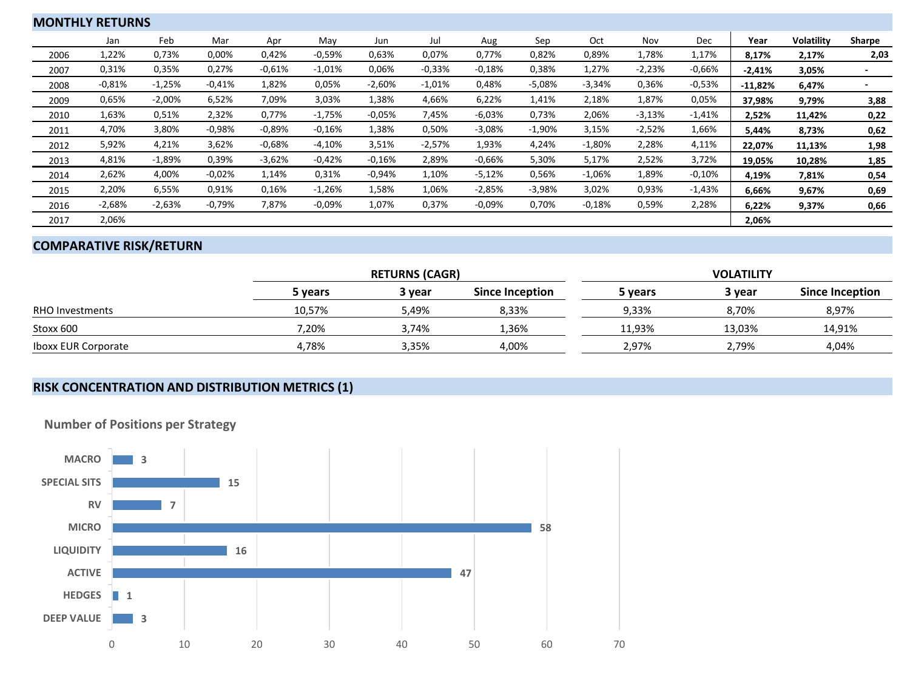## MONTHLY RETURNS

| | Jan | Feb | Mar | Apr | May | Jun | Jul | Aug | Sep | Oct | Nov | Dec | Year | Volatility | Sharpe |
|---|---|---|---|---|---|---|---|---|---|---|---|---|---|---|---|
| 2006 | 1,22% | 0,73% | 0,00% | 0,42% | -0,59% | 0,63% | 0,07% | 0,77% | 0,82% | 0,89% | 1,78% | 1,17% | **8,17%** | **2,17%** | **2,03** |
| 2007 | 0,31% | 0,35% | 0,27% | -0,61% | -1,01% | 0,06% | -0,33% | -0,18% | 0,38% | 1,27% | -2,23% | -0,66% | **-2,41%** | **3,05%** | **-** |
| 2008 | -0,81% | -1,25% | -0,41% | 1,82% | 0,05% | -2,60% | -1,01% | 0,48% | -5,08% | -3,34% | 0,36% | -0,53% | **-11,82%** | **6,47%** | **-** |
| 2009 | 0,65% | -2,00% | 6,52% | 7,09% | 3,03% | 1,38% | 4,66% | 6,22% | 1,41% | 2,18% | 1,87% | 0,05% | **37,98%** | **9,79%** | **3,88** |
| 2010 | 1,63% | 0,51% | 2,32% | 0,77% | -1,75% | -0,05% | 7,45% | -6,03% | 0,73% | 2,06% | -3,13% | -1,41% | **2,52%** | **11,42%** | **0,22** |
| 2011 | 4,70% | 3,80% | -0,98% | -0,89% | -0,16% | 1,38% | 0,50% | -3,08% | -1,90% | 3,15% | -2,52% | 1,66% | **5,44%** | **8,73%** | **0,62** |
| 2012 | 5,92% | 4,21% | 3,62% | -0,68% | -4,10% | 3,51% | -2,57% | 1,93% | 4,24% | -1,80% | 2,28% | 4,11% | **22,07%** | **11,13%** | **1,98** |
| 2013 | 4,81% | -1,89% | 0,39% | -3,62% | -0,42% | -0,16% | 2,89% | -0,66% | 5,30% | 5,17% | 2,52% | 3,72% | **19,05%** | **10,28%** | **1,85** |
| 2014 | 2,62% | 4,00% | -0,02% | 1,14% | 0,31% | -0,94% | 1,10% | -5,12% | 0,56% | -1,06% | 1,89% | -0,10% | **4,19%** | **7,81%** | **0,54** |
| 2015 | 2,20% | 6,55% | 0,91% | 0,16% | -1,26% | 1,58% | 1,06% | -2,85% | -3,98% | 3,02% | 0,93% | -1,43% | **6,66%** | **9,67%** | **0,69** |
| 2016 | -2,68% | -2,63% | -0,79% | 7,87% | -0,09% | 1,07% | 0,37% | -0,09% | 0,70% | -0,18% | 0,59% | 2,28% | **6,22%** | **9,37%** | **0,66** |
| 2017 | 2,06% | | | | | | | | | | | | **2,06%** | | |

## COMPARATIVE RISK/RETURN

| | RETURNS (CAGR) | | | VOLATILITY | | |
|---|---|---|---|---|---|---|
| | 5 years | 3 year | Since Inception | 5 years | 3 year | Since Inception |
| RHO Investments | 10,57% | 5,49% | 8,33% | 9,33% | 8,70% | 8,97% |
| Stoxx 600 | 7,20% | 3,74% | 1,36% | 11,93% | 13,03% | 14,91% |
| Iboxx EUR Corporate | 4,78% | 3,35% | 4,00% | 2,97% | 2,79% | 4,04% |

## RISK CONCENTRATION AND DISTRIBUTION METRICS (1)

### Number of Positions per Strategy

| Strategy | Number of Positions |
|---|---|
| MACRO | 3 |
| SPECIAL SITS | 15 |
| RV | 7 |
| MICRO | 58 |
| LIQUIDITY | 16 |
| ACTIVE | 47 |
| HEDGES | 1 |
| DEEP VALUE | 3 |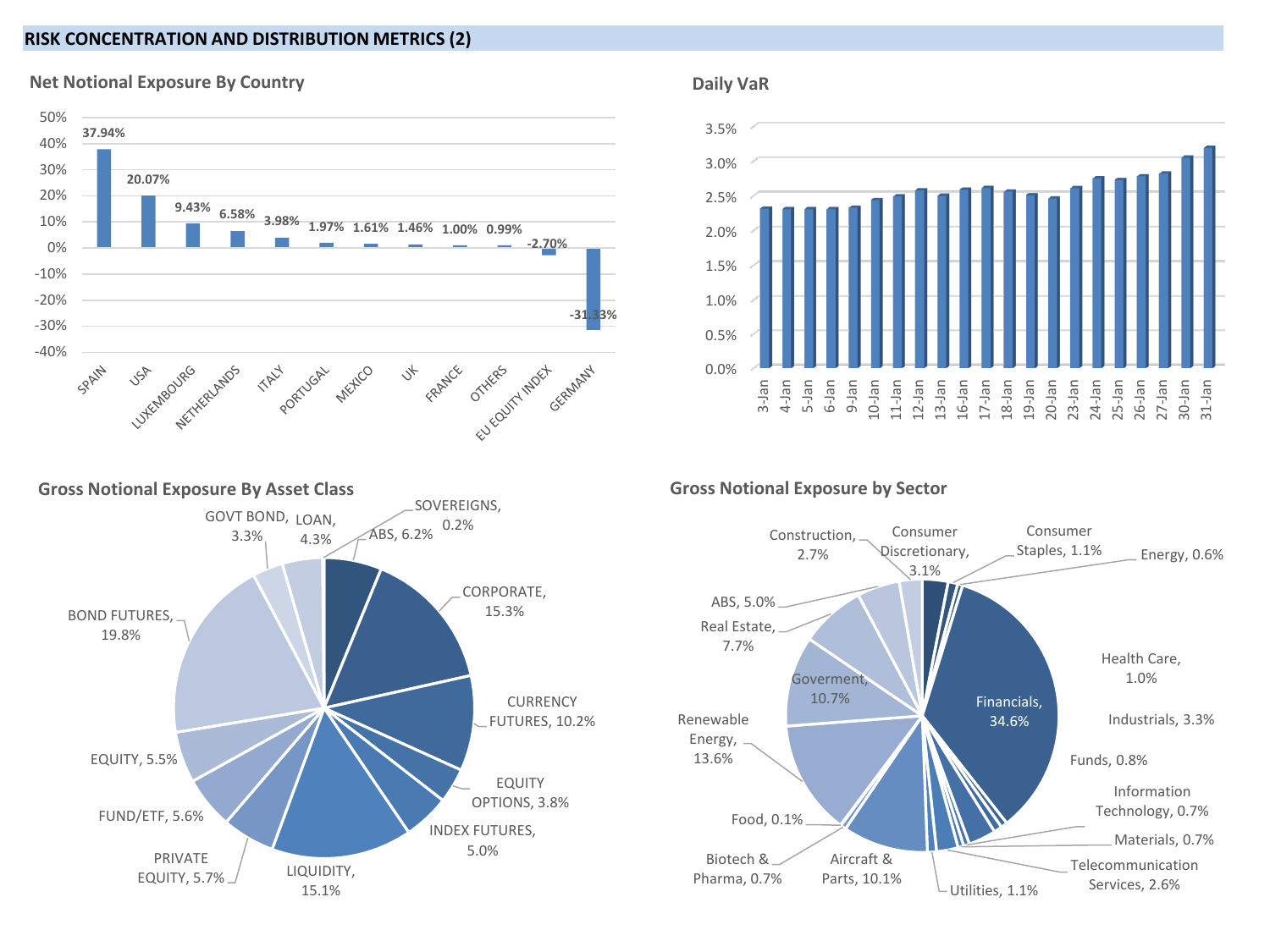# RISK CONCENTRATION AND DISTRIBUTION METRICS (2)

## Net Notional Exposure By Country

| Country | Net Notional Exposure |
|---|---|
| SPAIN | 37.94% |
| USA | 20.07% |
| LUXEMBOURG | 9.43% |
| NETHERLANDS | 6.58% |
| ITALY | 3.98% |
| PORTUGAL | 1.97% |
| MEXICO | 1.61% |
| UK | 1.46% |
| FRANCE | 1.00% |
| OTHERS | 0.99% |
| EU EQUITY INDEX | -2.70% |
| GERMANY | -31.33% |

## Daily VaR

Dates: 3-Jan, 4-Jan, 5-Jan, 6-Jan, 9-Jan, 10-Jan, 11-Jan, 12-Jan, 13-Jan, 16-Jan, 17-Jan, 18-Jan, 19-Jan, 20-Jan, 23-Jan, 24-Jan, 25-Jan, 26-Jan, 27-Jan, 30-Jan, 31-Jan

Axis: 0.0%, 0.5%, 1.0%, 1.5%, 2.0%, 2.5%, 3.0%, 3.5%

## Gross Notional Exposure By Asset Class

| Asset Class | Exposure |
|---|---|
| ABS | 6.2% |
| CORPORATE | 15.3% |
| CURRENCY FUTURES | 10.2% |
| EQUITY OPTIONS | 3.8% |
| INDEX FUTURES | 5.0% |
| LIQUIDITY | 15.1% |
| PRIVATE EQUITY | 5.7% |
| FUND/ETF | 5.6% |
| EQUITY | 5.5% |
| BOND FUTURES | 19.8% |
| GOVT BOND | 3.3% |
| LOAN | 4.3% |
| SOVEREIGNS | 0.2% |

## Gross Notional Exposure by Sector

| Sector | Exposure |
|---|---|
| Consumer Staples | 1.1% |
| Energy | 0.6% |
| Financials | 34.6% |
| Health Care | 1.0% |
| Industrials | 3.3% |
| Funds | 0.8% |
| Information Technology | 0.7% |
| Materials | 0.7% |
| Telecommunication Services | 2.6% |
| Utilities | 1.1% |
| Aircraft & Parts | 10.1% |
| Biotech & Pharma | 0.7% |
| Food | 0.1% |
| Renewable Energy | 13.6% |
| Goverment | 10.7% |
| Real Estate | 7.7% |
| ABS | 5.0% |
| Construction | 2.7% |
| Consumer Discretionary | 3.1% |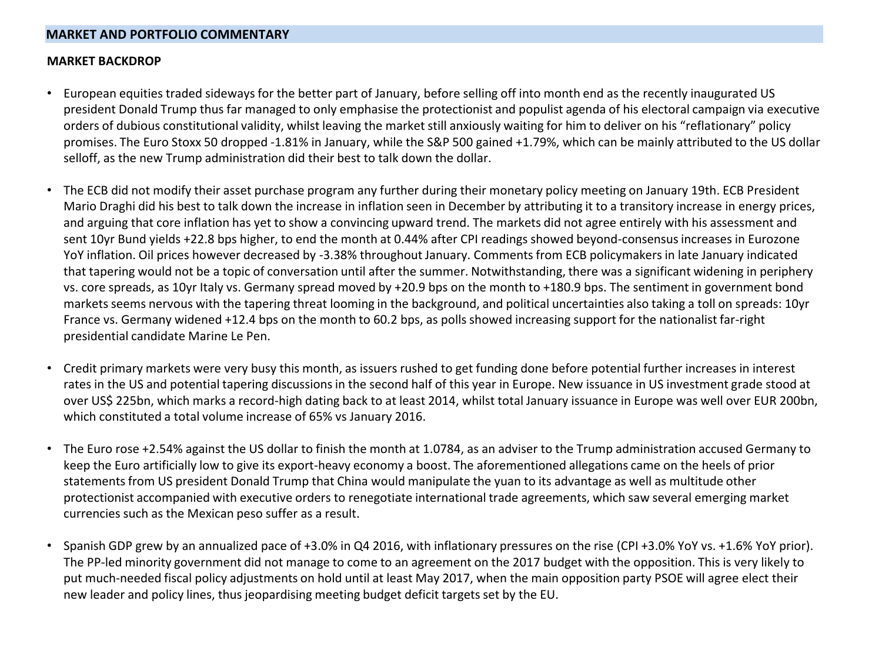## MARKET AND PORTFOLIO COMMENTARY

### MARKET BACKDROP

- European equities traded sideways for the better part of January, before selling off into month end as the recently inaugurated US president Donald Trump thus far managed to only emphasise the protectionist and populist agenda of his electoral campaign via executive orders of dubious constitutional validity, whilst leaving the market still anxiously waiting for him to deliver on his "reflationary" policy promises. The Euro Stoxx 50 dropped -1.81% in January, while the S&P 500 gained +1.79%, which can be mainly attributed to the US dollar selloff, as the new Trump administration did their best to talk down the dollar.

- The ECB did not modify their asset purchase program any further during their monetary policy meeting on January 19th. ECB President Mario Draghi did his best to talk down the increase in inflation seen in December by attributing it to a transitory increase in energy prices, and arguing that core inflation has yet to show a convincing upward trend. The markets did not agree entirely with his assessment and sent 10yr Bund yields +22.8 bps higher, to end the month at 0.44% after CPI readings showed beyond-consensus increases in Eurozone YoY inflation. Oil prices however decreased by -3.38% throughout January. Comments from ECB policymakers in late January indicated that tapering would not be a topic of conversation until after the summer. Notwithstanding, there was a significant widening in periphery vs. core spreads, as 10yr Italy vs. Germany spread moved by +20.9 bps on the month to +180.9 bps. The sentiment in government bond markets seems nervous with the tapering threat looming in the background, and political uncertainties also taking a toll on spreads: 10yr France vs. Germany widened +12.4 bps on the month to 60.2 bps, as polls showed increasing support for the nationalist far-right presidential candidate Marine Le Pen.

- Credit primary markets were very busy this month, as issuers rushed to get funding done before potential further increases in interest rates in the US and potential tapering discussions in the second half of this year in Europe. New issuance in US investment grade stood at over US$ 225bn, which marks a record-high dating back to at least 2014, whilst total January issuance in Europe was well over EUR 200bn, which constituted a total volume increase of 65% vs January 2016.

- The Euro rose +2.54% against the US dollar to finish the month at 1.0784, as an adviser to the Trump administration accused Germany to keep the Euro artificially low to give its export-heavy economy a boost. The aforementioned allegations came on the heels of prior statements from US president Donald Trump that China would manipulate the yuan to its advantage as well as multitude other protectionist accompanied with executive orders to renegotiate international trade agreements, which saw several emerging market currencies such as the Mexican peso suffer as a result.

- Spanish GDP grew by an annualized pace of +3.0% in Q4 2016, with inflationary pressures on the rise (CPI +3.0% YoY vs. +1.6% YoY prior). The PP-led minority government did not manage to come to an agreement on the 2017 budget with the opposition. This is very likely to put much-needed fiscal policy adjustments on hold until at least May 2017, when the main opposition party PSOE will agree elect their new leader and policy lines, thus jeopardising meeting budget deficit targets set by the EU.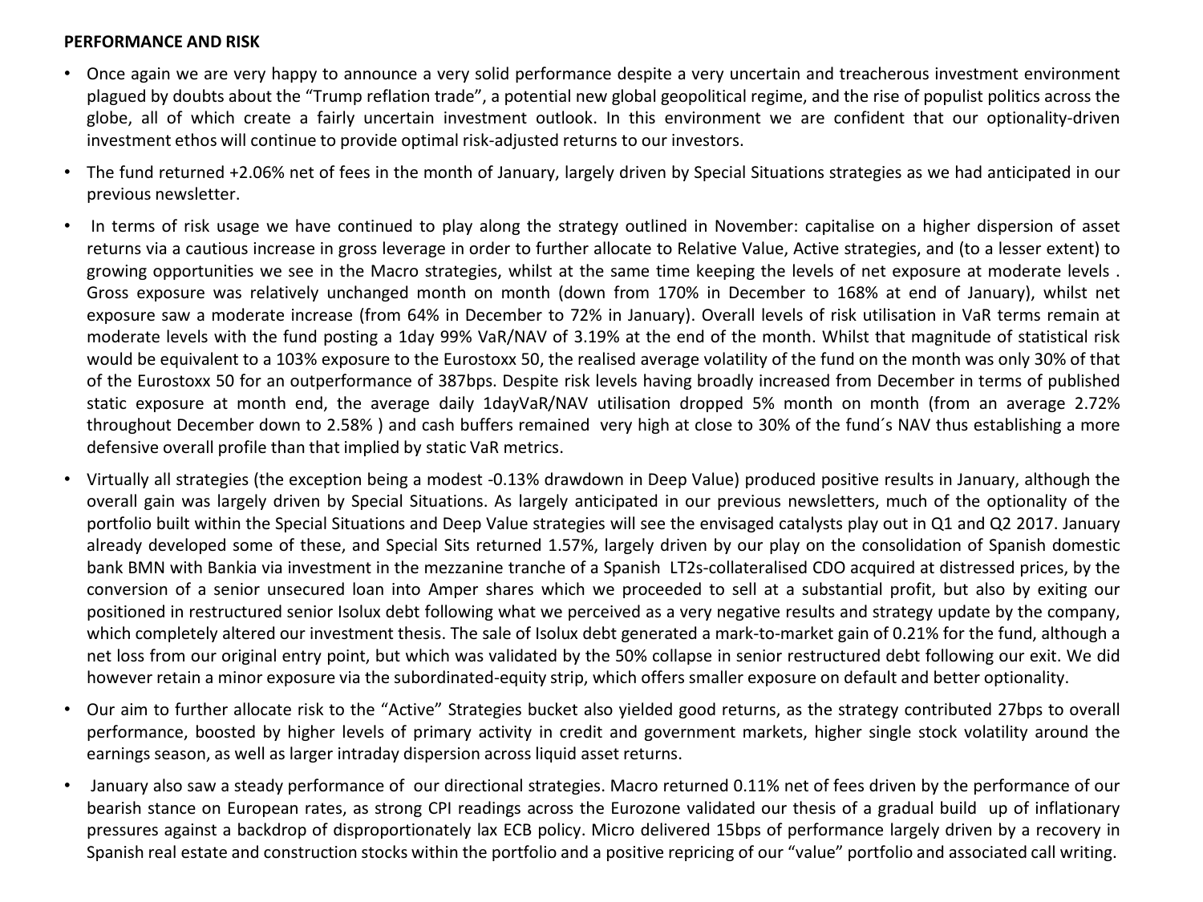**PERFORMANCE AND RISK**

- Once again we are very happy to announce a very solid performance despite a very uncertain and treacherous investment environment plagued by doubts about the "Trump reflation trade", a potential new global geopolitical regime, and the rise of populist politics across the globe, all of which create a fairly uncertain investment outlook. In this environment we are confident that our optionality-driven investment ethos will continue to provide optimal risk-adjusted returns to our investors.
- The fund returned +2.06% net of fees in the month of January, largely driven by Special Situations strategies as we had anticipated in our previous newsletter.
- In terms of risk usage we have continued to play along the strategy outlined in November: capitalise on a higher dispersion of asset returns via a cautious increase in gross leverage in order to further allocate to Relative Value, Active strategies, and (to a lesser extent) to growing opportunities we see in the Macro strategies, whilst at the same time keeping the levels of net exposure at moderate levels . Gross exposure was relatively unchanged month on month (down from 170% in December to 168% at end of January), whilst net exposure saw a moderate increase (from 64% in December to 72% in January). Overall levels of risk utilisation in VaR terms remain at moderate levels with the fund posting a 1day 99% VaR/NAV of 3.19% at the end of the month. Whilst that magnitude of statistical risk would be equivalent to a 103% exposure to the Eurostoxx 50, the realised average volatility of the fund on the month was only 30% of that of the Eurostoxx 50 for an outperformance of 387bps. Despite risk levels having broadly increased from December in terms of published static exposure at month end, the average daily 1dayVaR/NAV utilisation dropped 5% month on month (from an average 2.72% throughout December down to 2.58% ) and cash buffers remained very high at close to 30% of the fund´s NAV thus establishing a more defensive overall profile than that implied by static VaR metrics.
- Virtually all strategies (the exception being a modest -0.13% drawdown in Deep Value) produced positive results in January, although the overall gain was largely driven by Special Situations. As largely anticipated in our previous newsletters, much of the optionality of the portfolio built within the Special Situations and Deep Value strategies will see the envisaged catalysts play out in Q1 and Q2 2017. January already developed some of these, and Special Sits returned 1.57%, largely driven by our play on the consolidation of Spanish domestic bank BMN with Bankia via investment in the mezzanine tranche of a Spanish LT2s-collateralised CDO acquired at distressed prices, by the conversion of a senior unsecured loan into Amper shares which we proceeded to sell at a substantial profit, but also by exiting our positioned in restructured senior Isolux debt following what we perceived as a very negative results and strategy update by the company, which completely altered our investment thesis. The sale of Isolux debt generated a mark-to-market gain of 0.21% for the fund, although a net loss from our original entry point, but which was validated by the 50% collapse in senior restructured debt following our exit. We did however retain a minor exposure via the subordinated-equity strip, which offers smaller exposure on default and better optionality.
- Our aim to further allocate risk to the "Active" Strategies bucket also yielded good returns, as the strategy contributed 27bps to overall performance, boosted by higher levels of primary activity in credit and government markets, higher single stock volatility around the earnings season, as well as larger intraday dispersion across liquid asset returns.
- January also saw a steady performance of our directional strategies. Macro returned 0.11% net of fees driven by the performance of our bearish stance on European rates, as strong CPI readings across the Eurozone validated our thesis of a gradual build up of inflationary pressures against a backdrop of disproportionately lax ECB policy. Micro delivered 15bps of performance largely driven by a recovery in Spanish real estate and construction stocks within the portfolio and a positive repricing of our "value" portfolio and associated call writing.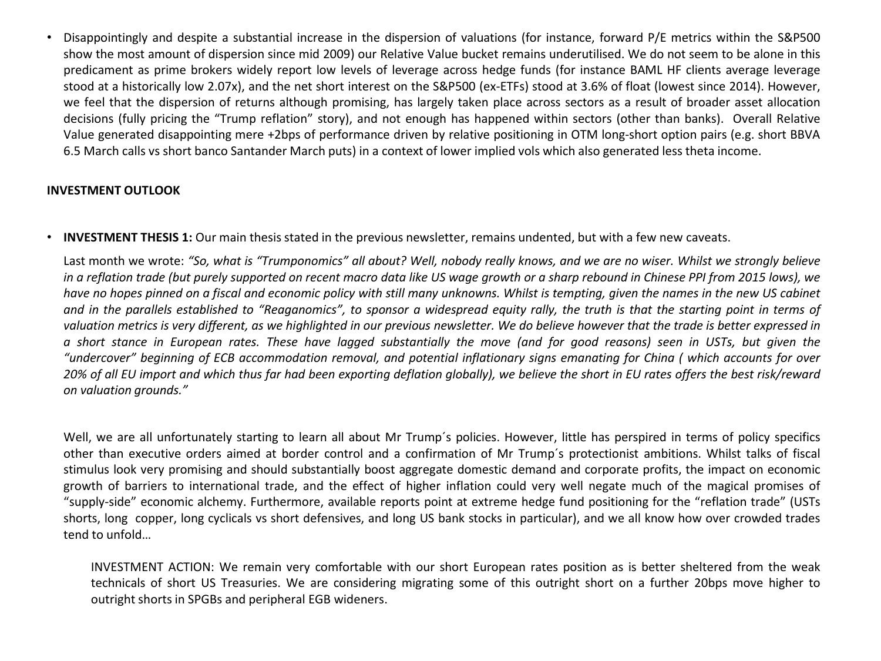- Disappointingly and despite a substantial increase in the dispersion of valuations (for instance, forward P/E metrics within the S&P500 show the most amount of dispersion since mid 2009) our Relative Value bucket remains underutilised. We do not seem to be alone in this predicament as prime brokers widely report low levels of leverage across hedge funds (for instance BAML HF clients average leverage stood at a historically low 2.07x), and the net short interest on the S&P500 (ex-ETFs) stood at 3.6% of float (lowest since 2014). However, we feel that the dispersion of returns although promising, has largely taken place across sectors as a result of broader asset allocation decisions (fully pricing the "Trump reflation" story), and not enough has happened within sectors (other than banks). Overall Relative Value generated disappointing mere +2bps of performance driven by relative positioning in OTM long-short option pairs (e.g. short BBVA 6.5 March calls vs short banco Santander March puts) in a context of lower implied vols which also generated less theta income.

**INVESTMENT OUTLOOK**

- **INVESTMENT THESIS 1:** Our main thesis stated in the previous newsletter, remains undented, but with a few new caveats.

  Last month we wrote: *"So, what is "Trumponomics" all about? Well, nobody really knows, and we are no wiser. Whilst we strongly believe in a reflation trade (but purely supported on recent macro data like US wage growth or a sharp rebound in Chinese PPI from 2015 lows), we have no hopes pinned on a fiscal and economic policy with still many unknowns. Whilst is tempting, given the names in the new US cabinet and in the parallels established to "Reaganomics", to sponsor a widespread equity rally, the truth is that the starting point in terms of valuation metrics is very different, as we highlighted in our previous newsletter. We do believe however that the trade is better expressed in a short stance in European rates. These have lagged substantially the move (and for good reasons) seen in USTs, but given the "undercover" beginning of ECB accommodation removal, and potential inflationary signs emanating for China ( which accounts for over 20% of all EU import and which thus far had been exporting deflation globally), we believe the short in EU rates offers the best risk/reward on valuation grounds."*

  Well, we are all unfortunately starting to learn all about Mr Trump´s policies. However, little has perspired in terms of policy specifics other than executive orders aimed at border control and a confirmation of Mr Trump´s protectionist ambitions. Whilst talks of fiscal stimulus look very promising and should substantially boost aggregate domestic demand and corporate profits, the impact on economic growth of barriers to international trade, and the effect of higher inflation could very well negate much of the magical promises of "supply-side" economic alchemy. Furthermore, available reports point at extreme hedge fund positioning for the "reflation trade" (USTs shorts, long copper, long cyclicals vs short defensives, and long US bank stocks in particular), and we all know how over crowded trades tend to unfold…

  INVESTMENT ACTION: We remain very comfortable with our short European rates position as is better sheltered from the weak technicals of short US Treasuries. We are considering migrating some of this outright short on a further 20bps move higher to outright shorts in SPGBs and peripheral EGB wideners.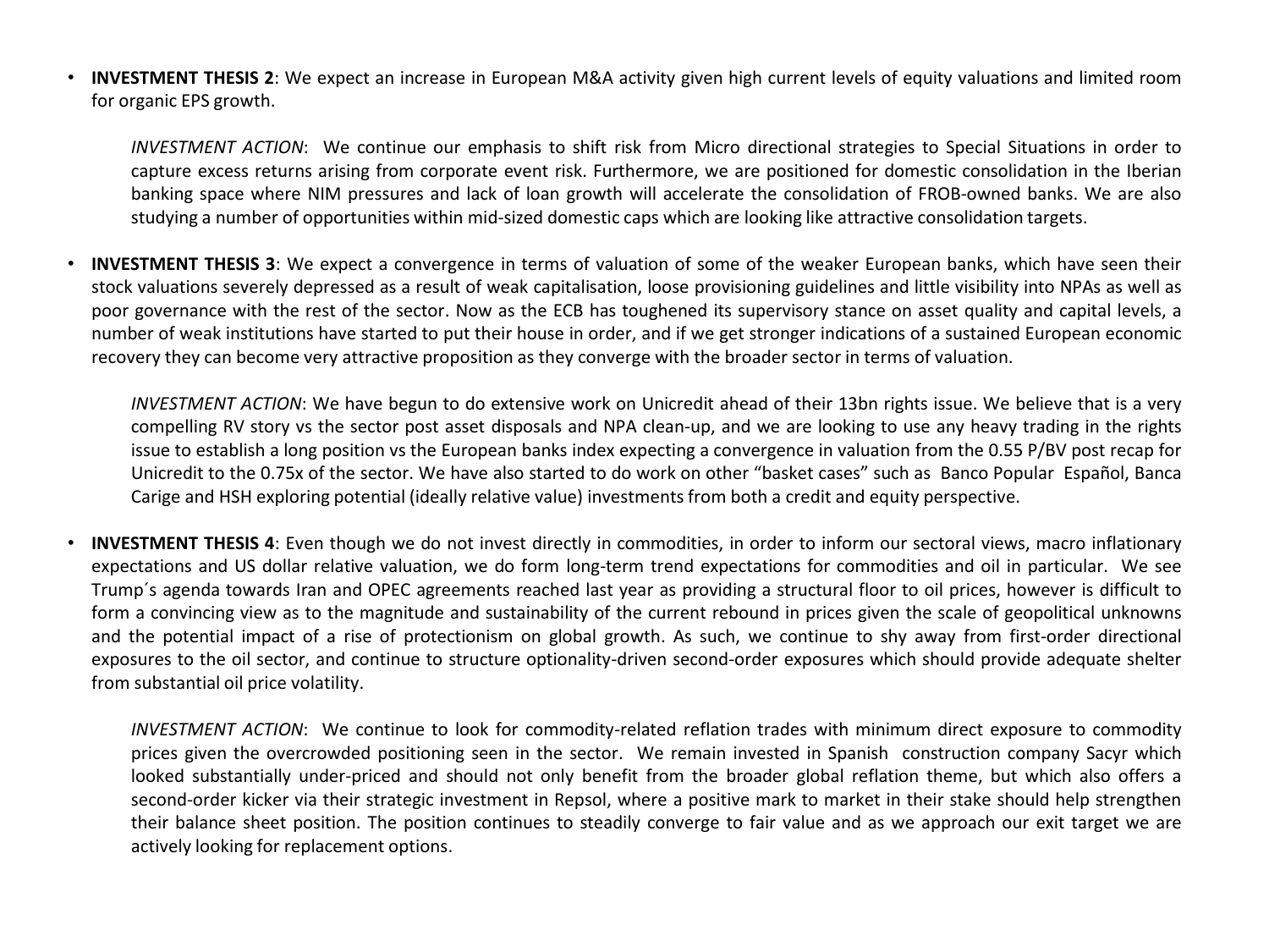- **INVESTMENT THESIS 2**: We expect an increase in European M&A activity given high current levels of equity valuations and limited room for organic EPS growth.

  *INVESTMENT ACTION*: We continue our emphasis to shift risk from Micro directional strategies to Special Situations in order to capture excess returns arising from corporate event risk. Furthermore, we are positioned for domestic consolidation in the Iberian banking space where NIM pressures and lack of loan growth will accelerate the consolidation of FROB-owned banks. We are also studying a number of opportunities within mid-sized domestic caps which are looking like attractive consolidation targets.

- **INVESTMENT THESIS 3**: We expect a convergence in terms of valuation of some of the weaker European banks, which have seen their stock valuations severely depressed as a result of weak capitalisation, loose provisioning guidelines and little visibility into NPAs as well as poor governance with the rest of the sector. Now as the ECB has toughened its supervisory stance on asset quality and capital levels, a number of weak institutions have started to put their house in order, and if we get stronger indications of a sustained European economic recovery they can become very attractive proposition as they converge with the broader sector in terms of valuation.

  *INVESTMENT ACTION*: We have begun to do extensive work on Unicredit ahead of their 13bn rights issue. We believe that is a very compelling RV story vs the sector post asset disposals and NPA clean-up, and we are looking to use any heavy trading in the rights issue to establish a long position vs the European banks index expecting a convergence in valuation from the 0.55 P/BV post recap for Unicredit to the 0.75x of the sector. We have also started to do work on other "basket cases" such as Banco Popular Español, Banca Carige and HSH exploring potential (ideally relative value) investments from both a credit and equity perspective.

- **INVESTMENT THESIS 4**: Even though we do not invest directly in commodities, in order to inform our sectoral views, macro inflationary expectations and US dollar relative valuation, we do form long-term trend expectations for commodities and oil in particular. We see Trump´s agenda towards Iran and OPEC agreements reached last year as providing a structural floor to oil prices, however is difficult to form a convincing view as to the magnitude and sustainability of the current rebound in prices given the scale of geopolitical unknowns and the potential impact of a rise of protectionism on global growth. As such, we continue to shy away from first-order directional exposures to the oil sector, and continue to structure optionality-driven second-order exposures which should provide adequate shelter from substantial oil price volatility.

  *INVESTMENT ACTION*: We continue to look for commodity-related reflation trades with minimum direct exposure to commodity prices given the overcrowded positioning seen in the sector. We remain invested in Spanish construction company Sacyr which looked substantially under-priced and should not only benefit from the broader global reflation theme, but which also offers a second-order kicker via their strategic investment in Repsol, where a positive mark to market in their stake should help strengthen their balance sheet position. The position continues to steadily converge to fair value and as we approach our exit target we are actively looking for replacement options.